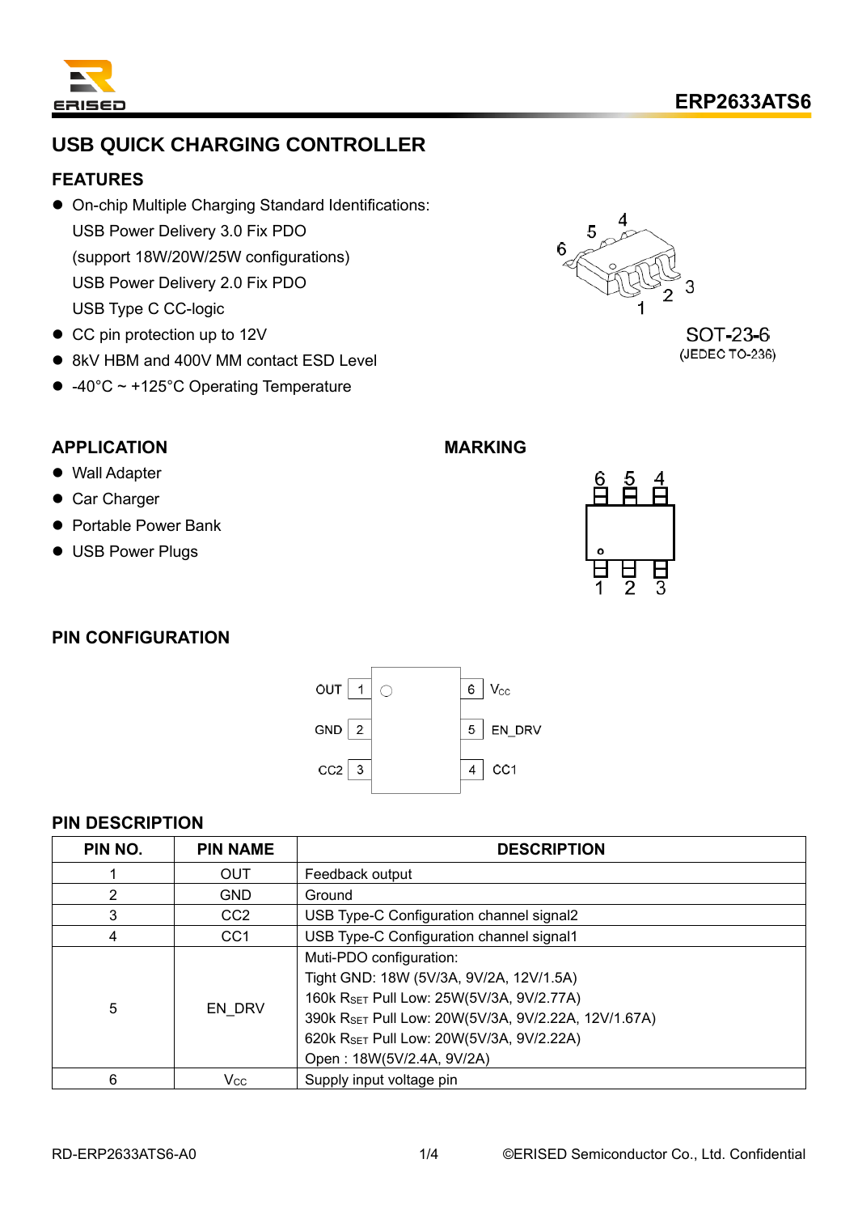# USB QUICK CHARGING CONTROLLER

## FEATURES

- On-chip Multiple Charging Standard Identifications:
  USB Power Delivery 3.0 Fix PDO
  (support 18W/20W/25W configurations)
  USB Power Delivery 2.0 Fix PDO
  USB Type C CC-logic
- CC pin protection up to 12V
- 8kV HBM and 400V MM contact ESD Level
- -40°C ~ +125°C Operating Temperature

SOT-23-6
(JEDEC TO-236)

## APPLICATION

- Wall Adapter
- Car Charger
- Portable Power Bank
- USB Power Plugs

## MARKING

## PIN CONFIGURATION

| Pin | Name | | Pin | Name |
|---|---|---|---|---|
| 1 | OUT | | 6 | $V_{CC}$ |
| 2 | GND | | 5 | EN_DRV |
| 3 | CC2 | | 4 | CC1 |

## PIN DESCRIPTION

| PIN NO. | PIN NAME | DESCRIPTION |
|---|---|---|
| 1 | OUT | Feedback output |
| 2 | GND | Ground |
| 3 | CC2 | USB Type-C Configuration channel signal2 |
| 4 | CC1 | USB Type-C Configuration channel signal1 |
| 5 | EN_DRV | Muti-PDO configuration:<br>Tight GND: 18W (5V/3A, 9V/2A, 12V/1.5A)<br>160k $R_{SET}$ Pull Low: 25W(5V/3A, 9V/2.77A)<br>390k $R_{SET}$ Pull Low: 20W(5V/3A, 9V/2.22A, 12V/1.67A)<br>620k $R_{SET}$ Pull Low: 20W(5V/3A, 9V/2.22A)<br>Open : 18W(5V/2.4A, 9V/2A) |
| 6 | $V_{CC}$ | Supply input voltage pin |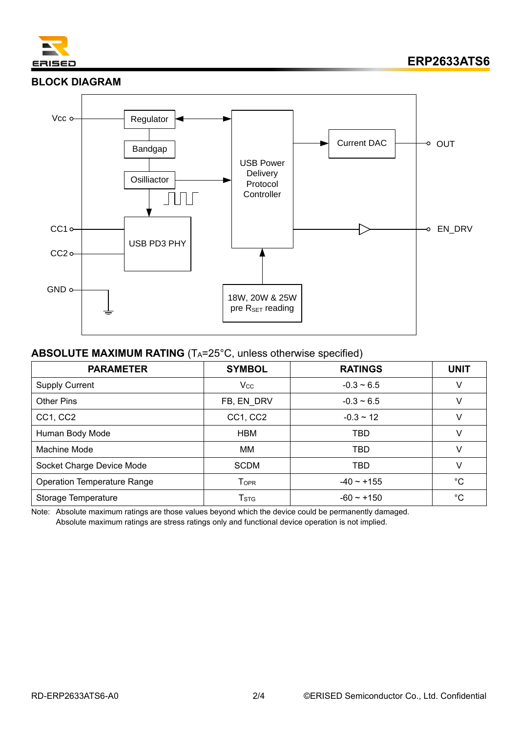## BLOCK DIAGRAM

Vcc

Regulator

Bandgap

Osilliactor

USB Power Delivery Protocol Controller

Current DAC

OUT

CC1

CC2

USB PD3 PHY

EN_DRV

GND

18W, 20W & 25W pre $R_{SET}$ reading

## ABSOLUTE MAXIMUM RATING ($T_A$=25°C, unless otherwise specified)

| PARAMETER | SYMBOL | RATINGS | UNIT |
|---|---|---|---|
| Supply Current | $V_{CC}$ | -0.3 ~ 6.5 | V |
| Other Pins | FB, EN_DRV | -0.3 ~ 6.5 | V |
| CC1, CC2 | CC1, CC2 | -0.3 ~ 12 | V |
| Human Body Mode | HBM | TBD | V |
| Machine Mode | MM | TBD | V |
| Socket Charge Device Mode | SCDM | TBD | V |
| Operation Temperature Range | $T_{OPR}$ | -40 ~ +155 | °C |
| Storage Temperature | $T_{STG}$ | -60 ~ +150 | °C |

Note: Absolute maximum ratings are those values beyond which the device could be permanently damaged.
Absolute maximum ratings are stress ratings only and functional device operation is not implied.